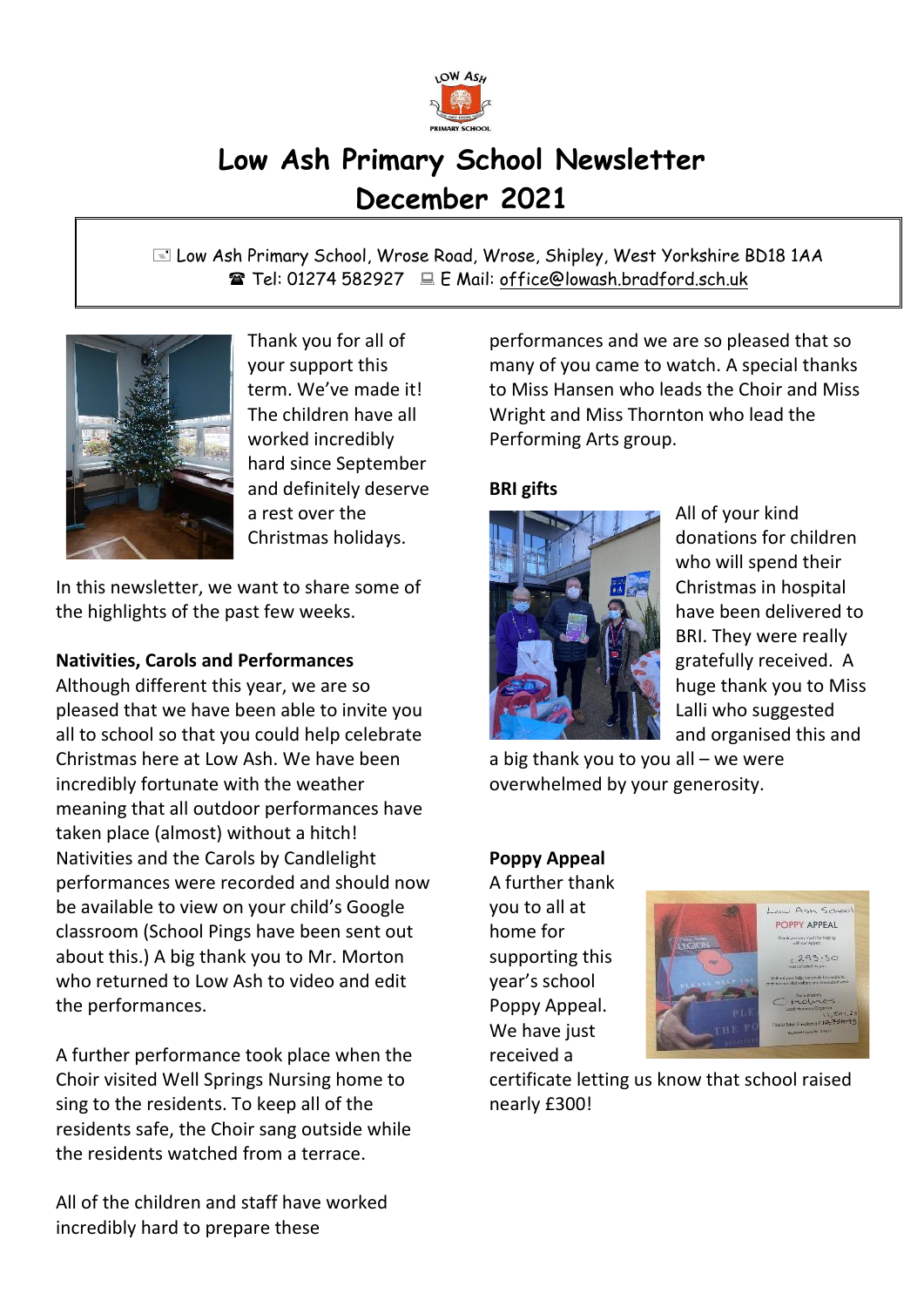# Low Ash Primary School Newsletter
# December 2021

Low Ash Primary School, Wrose Road, Wrose, Shipley, West Yorkshire BD18 1AA
Tel: 01274 582927 E Mail: office@lowash.bradford.sch.uk

Thank you for all of your support this term. We've made it! The children have all worked incredibly hard since September and definitely deserve a rest over the Christmas holidays.

In this newsletter, we want to share some of the highlights of the past few weeks.

**Nativities, Carols and Performances**

Although different this year, we are so pleased that we have been able to invite you all to school so that you could help celebrate Christmas here at Low Ash. We have been incredibly fortunate with the weather meaning that all outdoor performances have taken place (almost) without a hitch! Nativities and the Carols by Candlelight performances were recorded and should now be available to view on your child's Google classroom (School Pings have been sent out about this.) A big thank you to Mr. Morton who returned to Low Ash to video and edit the performances.

A further performance took place when the Choir visited Well Springs Nursing home to sing to the residents. To keep all of the residents safe, the Choir sang outside while the residents watched from a terrace.

All of the children and staff have worked incredibly hard to prepare these performances and we are so pleased that so many of you came to watch. A special thanks to Miss Hansen who leads the Choir and Miss Wright and Miss Thornton who lead the Performing Arts group.

**BRI gifts**

All of your kind donations for children who will spend their Christmas in hospital have been delivered to BRI. They were really gratefully received. A huge thank you to Miss Lalli who suggested and organised this and a big thank you to you all – we were overwhelmed by your generosity.

**Poppy Appeal**

A further thank you to all at home for supporting this year's school Poppy Appeal. We have just received a certificate letting us know that school raised nearly £300!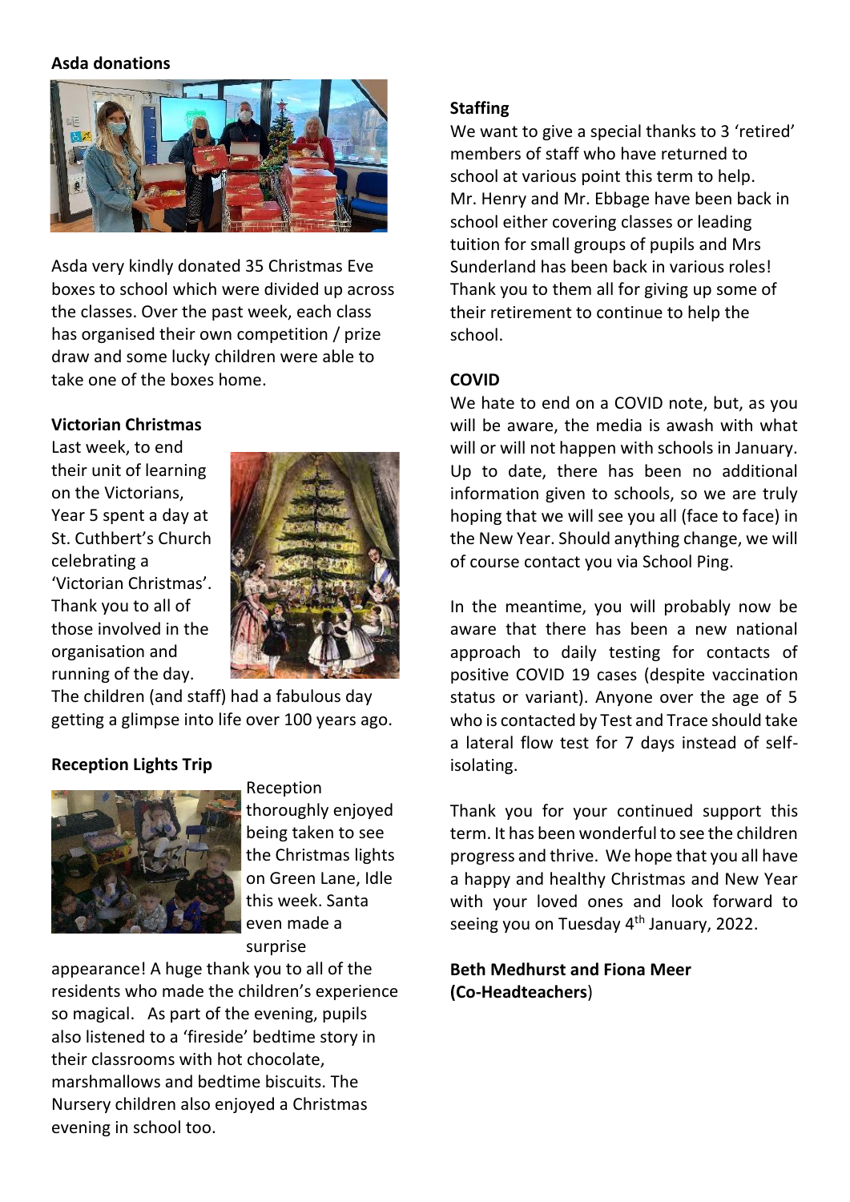**Asda donations**

Asda very kindly donated 35 Christmas Eve boxes to school which were divided up across the classes. Over the past week, each class has organised their own competition / prize draw and some lucky children were able to take one of the boxes home.

**Victorian Christmas**

Last week, to end their unit of learning on the Victorians, Year 5 spent a day at St. Cuthbert's Church celebrating a 'Victorian Christmas'. Thank you to all of those involved in the organisation and running of the day. The children (and staff) had a fabulous day getting a glimpse into life over 100 years ago.

**Reception Lights Trip**

Reception thoroughly enjoyed being taken to see the Christmas lights on Green Lane, Idle this week. Santa even made a surprise appearance! A huge thank you to all of the residents who made the children's experience so magical. As part of the evening, pupils also listened to a 'fireside' bedtime story in their classrooms with hot chocolate, marshmallows and bedtime biscuits. The Nursery children also enjoyed a Christmas evening in school too.

**Staffing**

We want to give a special thanks to 3 'retired' members of staff who have returned to school at various point this term to help. Mr. Henry and Mr. Ebbage have been back in school either covering classes or leading tuition for small groups of pupils and Mrs Sunderland has been back in various roles! Thank you to them all for giving up some of their retirement to continue to help the school.

**COVID**

We hate to end on a COVID note, but, as you will be aware, the media is awash with what will or will not happen with schools in January. Up to date, there has been no additional information given to schools, so we are truly hoping that we will see you all (face to face) in the New Year. Should anything change, we will of course contact you via School Ping.

In the meantime, you will probably now be aware that there has been a new national approach to daily testing for contacts of positive COVID 19 cases (despite vaccination status or variant). Anyone over the age of 5 who is contacted by Test and Trace should take a lateral flow test for 7 days instead of self-isolating.

Thank you for your continued support this term. It has been wonderful to see the children progress and thrive. We hope that you all have a happy and healthy Christmas and New Year with your loved ones and look forward to seeing you on Tuesday 4th January, 2022.

**Beth Medhurst and Fiona Meer**
**(Co-Headteachers**)